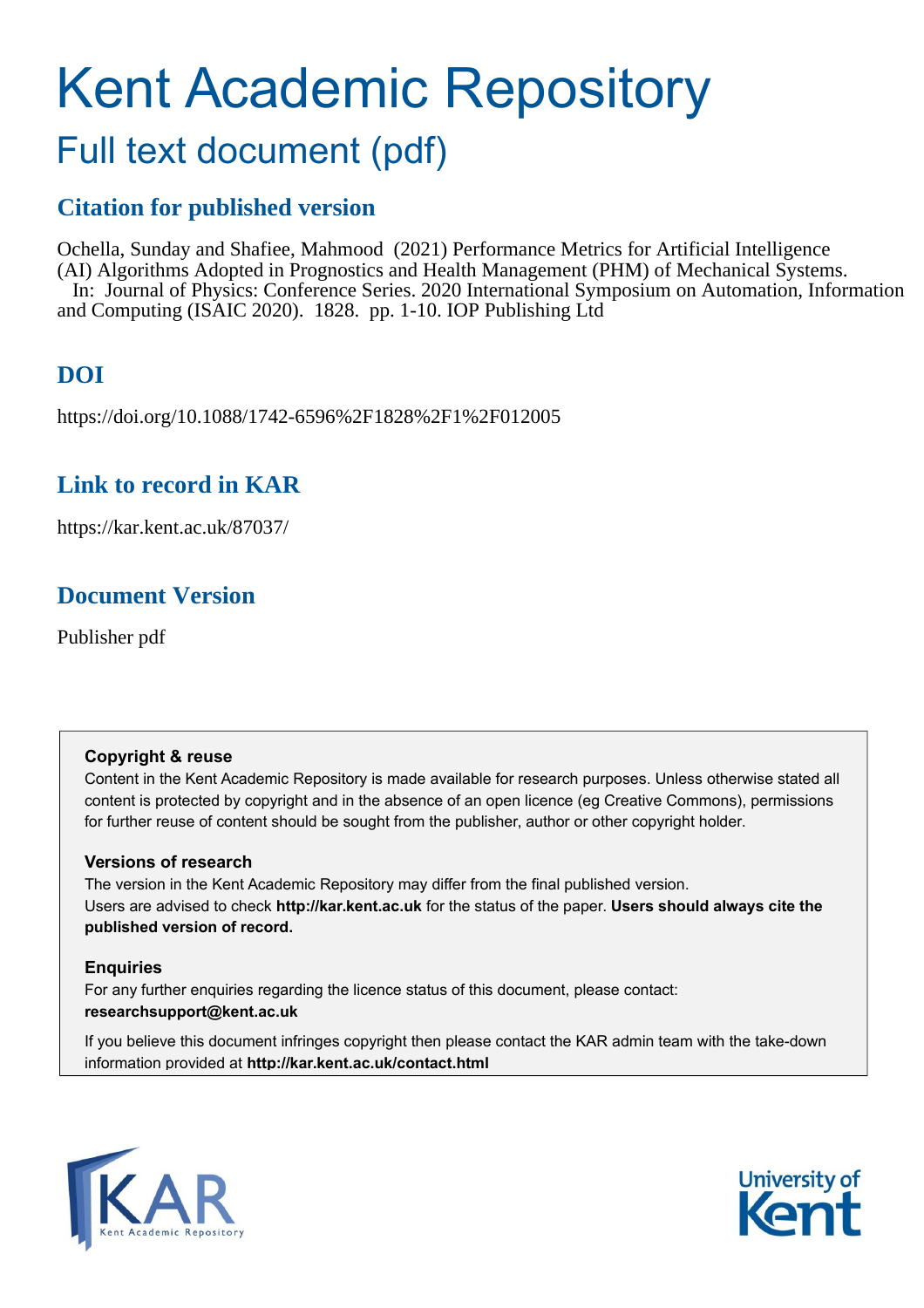# Kent Academic Repository

## Full text document (pdf)

### Citation for published version

Ochella, Sunday and Shafiee, Mahmood (2021) Performance Metrics for Artificial Intelligence (AI) Algorithms Adopted in Prognostics and Health Management (PHM) of Mechanical Systems. In: Journal of Physics: Conference Series. 2020 International Symposium on Automation, Information and Computing (ISAIC 2020). 1828. pp. 1-10. IOP Publishing Ltd

### DOI

https://doi.org/10.1088/1742-6596%2F1828%2F1%2F012005

### Link to record in KAR

https://kar.kent.ac.uk/87037/

### Document Version

Publisher pdf

**Copyright & reuse**

Content in the Kent Academic Repository is made available for research purposes. Unless otherwise stated all content is protected by copyright and in the absence of an open licence (eg Creative Commons), permissions for further reuse of content should be sought from the publisher, author or other copyright holder.

**Versions of research**

The version in the Kent Academic Repository may differ from the final published version. Users are advised to check **http://kar.kent.ac.uk** for the status of the paper. **Users should always cite the published version of record.**

**Enquiries**

For any further enquiries regarding the licence status of this document, please contact: **researchsupport@kent.ac.uk**

If you believe this document infringes copyright then please contact the KAR admin team with the take-down information provided at **http://kar.kent.ac.uk/contact.html**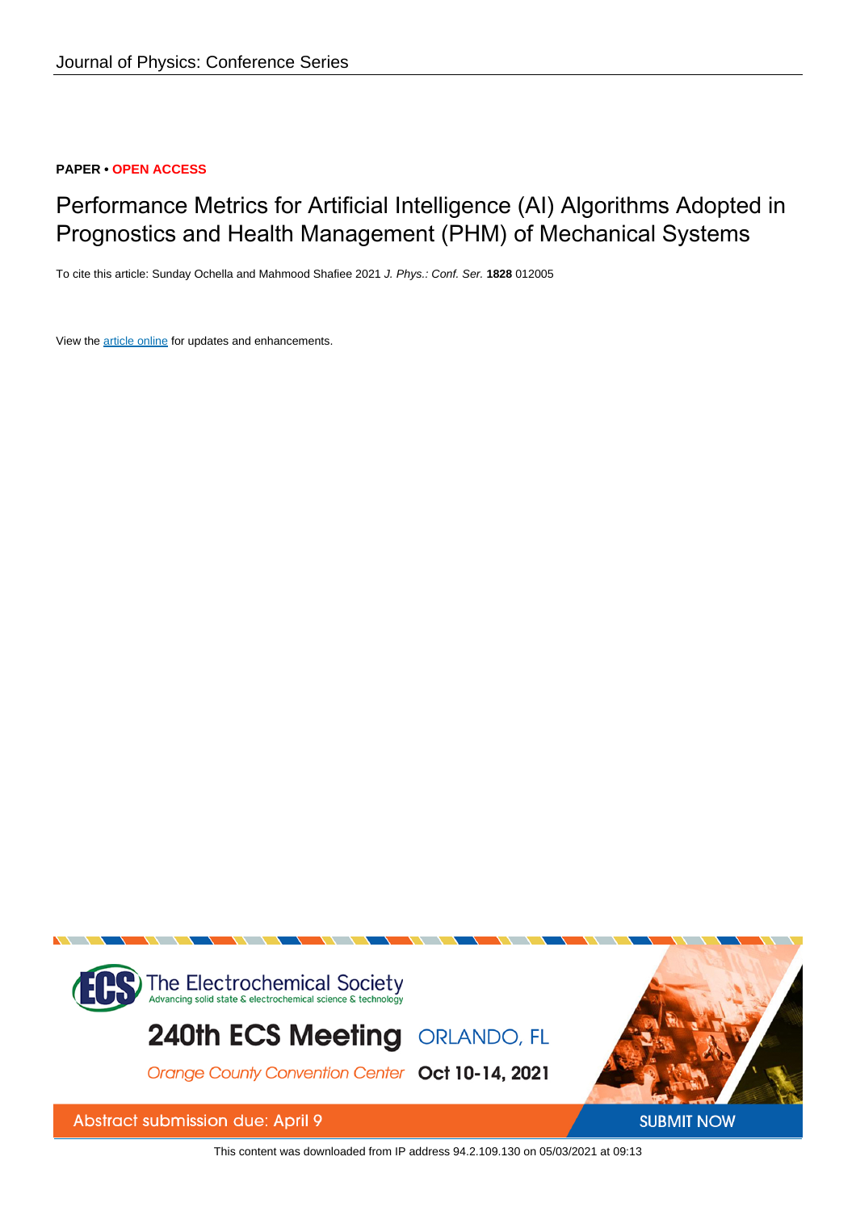Journal of Physics: Conference Series

**PAPER** • **OPEN ACCESS**

# Performance Metrics for Artificial Intelligence (AI) Algorithms Adopted in Prognostics and Health Management (PHM) of Mechanical Systems

To cite this article: Sunday Ochella and Mahmood Shafiee 2021 *J. Phys.: Conf. Ser.* **1828** 012005

View the article online for updates and enhancements.

This content was downloaded from IP address 94.2.109.130 on 05/03/2021 at 09:13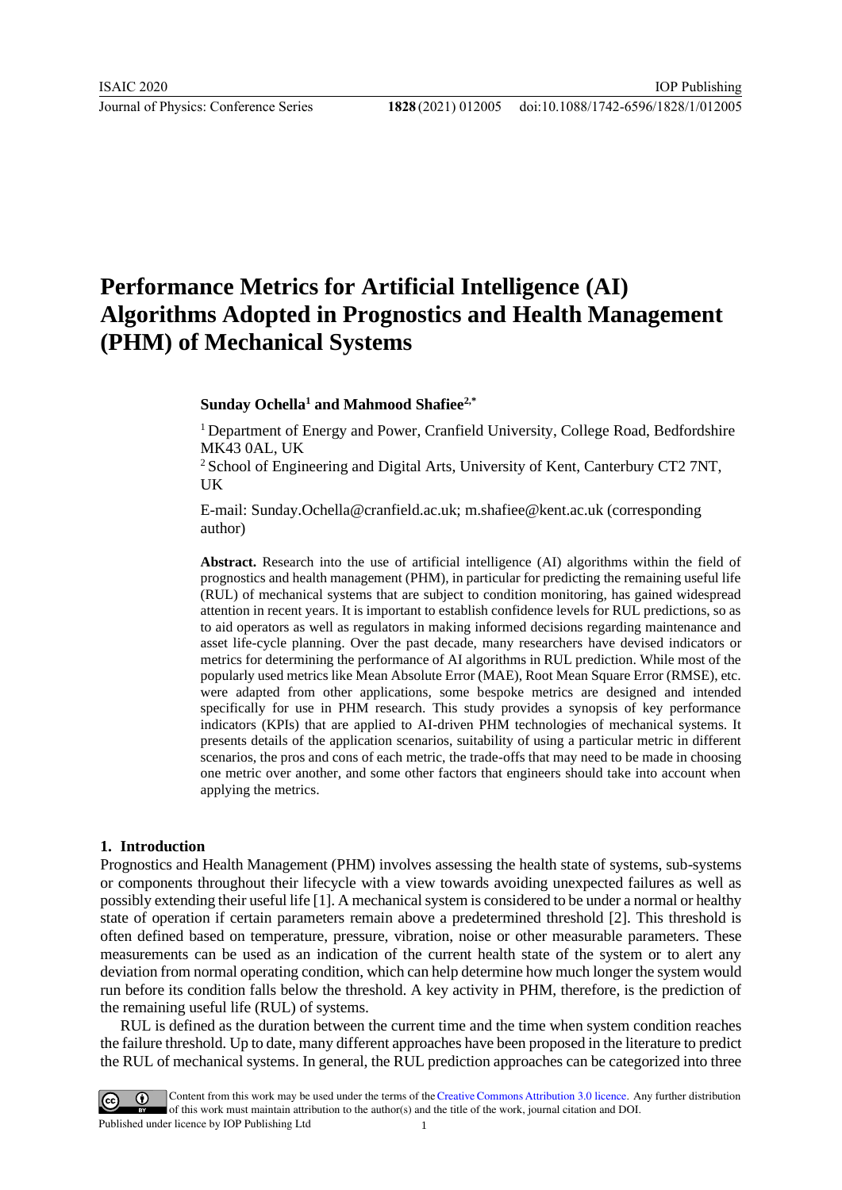# Performance Metrics for Artificial Intelligence (AI) Algorithms Adopted in Prognostics and Health Management (PHM) of Mechanical Systems

**Sunday Ochella[1] and Mahmood Shafiee[2,*]**

[1] Department of Energy and Power, Cranfield University, College Road, Bedfordshire MK43 0AL, UK

[2] School of Engineering and Digital Arts, University of Kent, Canterbury CT2 7NT, UK

E-mail: Sunday.Ochella@cranfield.ac.uk; m.shafiee@kent.ac.uk (corresponding author)

**Abstract.** Research into the use of artificial intelligence (AI) algorithms within the field of prognostics and health management (PHM), in particular for predicting the remaining useful life (RUL) of mechanical systems that are subject to condition monitoring, has gained widespread attention in recent years. It is important to establish confidence levels for RUL predictions, so as to aid operators as well as regulators in making informed decisions regarding maintenance and asset life-cycle planning. Over the past decade, many researchers have devised indicators or metrics for determining the performance of AI algorithms in RUL prediction. While most of the popularly used metrics like Mean Absolute Error (MAE), Root Mean Square Error (RMSE), etc. were adapted from other applications, some bespoke metrics are designed and intended specifically for use in PHM research. This study provides a synopsis of key performance indicators (KPIs) that are applied to AI-driven PHM technologies of mechanical systems. It presents details of the application scenarios, suitability of using a particular metric in different scenarios, the pros and cons of each metric, the trade-offs that may need to be made in choosing one metric over another, and some other factors that engineers should take into account when applying the metrics.

## 1. Introduction

Prognostics and Health Management (PHM) involves assessing the health state of systems, sub-systems or components throughout their lifecycle with a view towards avoiding unexpected failures as well as possibly extending their useful life [1]. A mechanical system is considered to be under a normal or healthy state of operation if certain parameters remain above a predetermined threshold [2]. This threshold is often defined based on temperature, pressure, vibration, noise or other measurable parameters. These measurements can be used as an indication of the current health state of the system or to alert any deviation from normal operating condition, which can help determine how much longer the system would run before its condition falls below the threshold. A key activity in PHM, therefore, is the prediction of the remaining useful life (RUL) of systems.

RUL is defined as the duration between the current time and the time when system condition reaches the failure threshold. Up to date, many different approaches have been proposed in the literature to predict the RUL of mechanical systems. In general, the RUL prediction approaches can be categorized into three

Content from this work may be used under the terms of the Creative Commons Attribution 3.0 licence. Any further distribution of this work must maintain attribution to the author(s) and the title of the work, journal citation and DOI.
Published under licence by IOP Publishing Ltd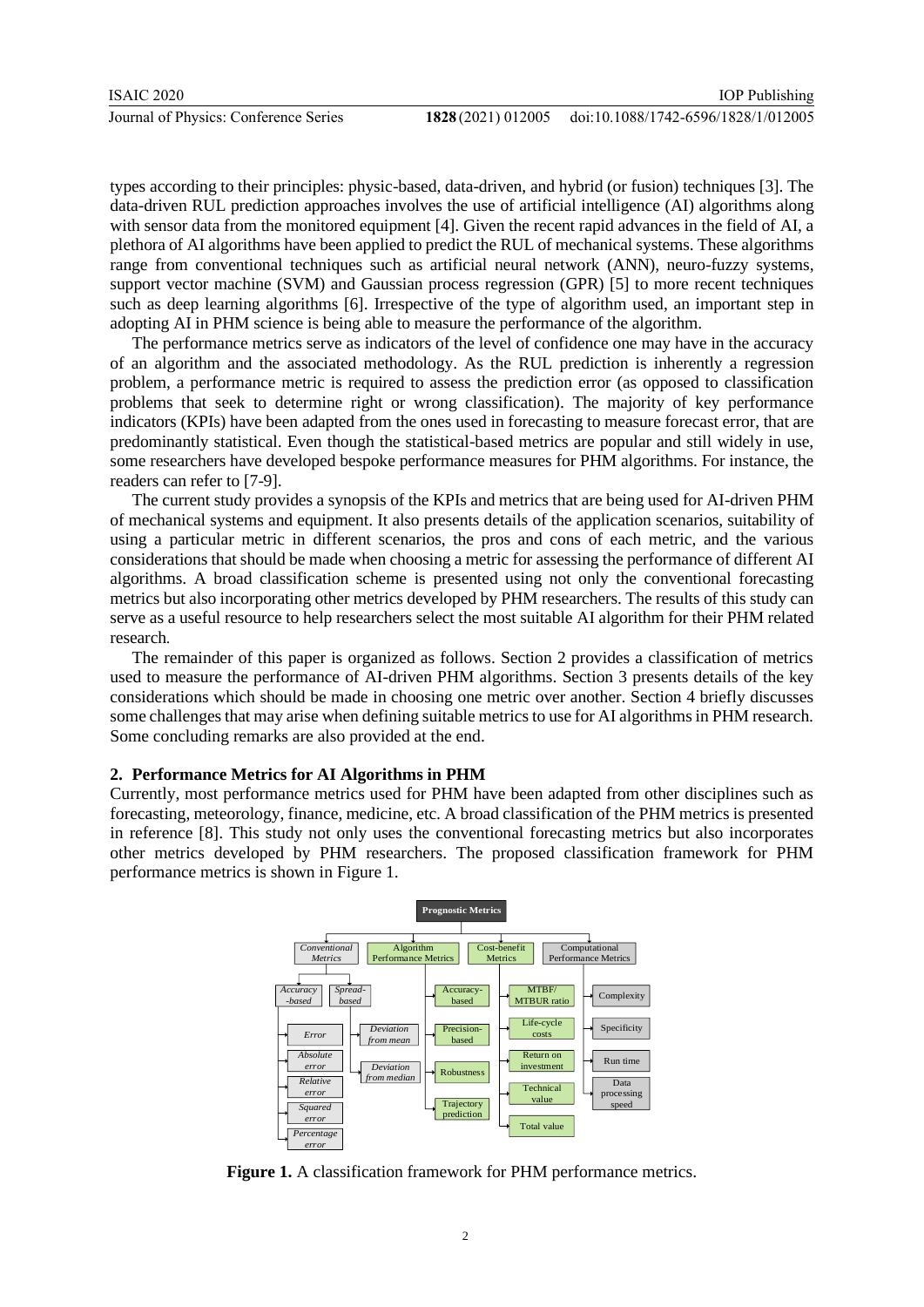types according to their principles: physic-based, data-driven, and hybrid (or fusion) techniques [3]. The data-driven RUL prediction approaches involves the use of artificial intelligence (AI) algorithms along with sensor data from the monitored equipment [4]. Given the recent rapid advances in the field of AI, a plethora of AI algorithms have been applied to predict the RUL of mechanical systems. These algorithms range from conventional techniques such as artificial neural network (ANN), neuro-fuzzy systems, support vector machine (SVM) and Gaussian process regression (GPR) [5] to more recent techniques such as deep learning algorithms [6]. Irrespective of the type of algorithm used, an important step in adopting AI in PHM science is being able to measure the performance of the algorithm.

The performance metrics serve as indicators of the level of confidence one may have in the accuracy of an algorithm and the associated methodology. As the RUL prediction is inherently a regression problem, a performance metric is required to assess the prediction error (as opposed to classification problems that seek to determine right or wrong classification). The majority of key performance indicators (KPIs) have been adapted from the ones used in forecasting to measure forecast error, that are predominantly statistical. Even though the statistical-based metrics are popular and still widely in use, some researchers have developed bespoke performance measures for PHM algorithms. For instance, the readers can refer to [7-9].

The current study provides a synopsis of the KPIs and metrics that are being used for AI-driven PHM of mechanical systems and equipment. It also presents details of the application scenarios, suitability of using a particular metric in different scenarios, the pros and cons of each metric, and the various considerations that should be made when choosing a metric for assessing the performance of different AI algorithms. A broad classification scheme is presented using not only the conventional forecasting metrics but also incorporating other metrics developed by PHM researchers. The results of this study can serve as a useful resource to help researchers select the most suitable AI algorithm for their PHM related research.

The remainder of this paper is organized as follows. Section 2 provides a classification of metrics used to measure the performance of AI-driven PHM algorithms. Section 3 presents details of the key considerations which should be made in choosing one metric over another. Section 4 briefly discusses some challenges that may arise when defining suitable metrics to use for AI algorithms in PHM research. Some concluding remarks are also provided at the end.

## 2. Performance Metrics for AI Algorithms in PHM

Currently, most performance metrics used for PHM have been adapted from other disciplines such as forecasting, meteorology, finance, medicine, etc. A broad classification of the PHM metrics is presented in reference [8]. This study not only uses the conventional forecasting metrics but also incorporates other metrics developed by PHM researchers. The proposed classification framework for PHM performance metrics is shown in Figure 1.

Prognostic Metrics

*Conventional Metrics*
- *Accuracy-based*
  - *Error*
  - *Absolute error*
  - *Relative error*
  - *Squared error*
  - *Percentage error*
- *Spread-based*
  - *Deviation from mean*
  - *Deviation from median*

Algorithm Performance Metrics
- Accuracy-based
- Precision-based
- Robustness
- Trajectory prediction

Cost-benefit Metrics
- MTBF/ MTBUR ratio
- Life-cycle costs
- Return on investment
- Technical value
- Total value

Computational Performance Metrics
- Complexity
- Specificity
- Run time
- Data processing speed

**Figure 1.** A classification framework for PHM performance metrics.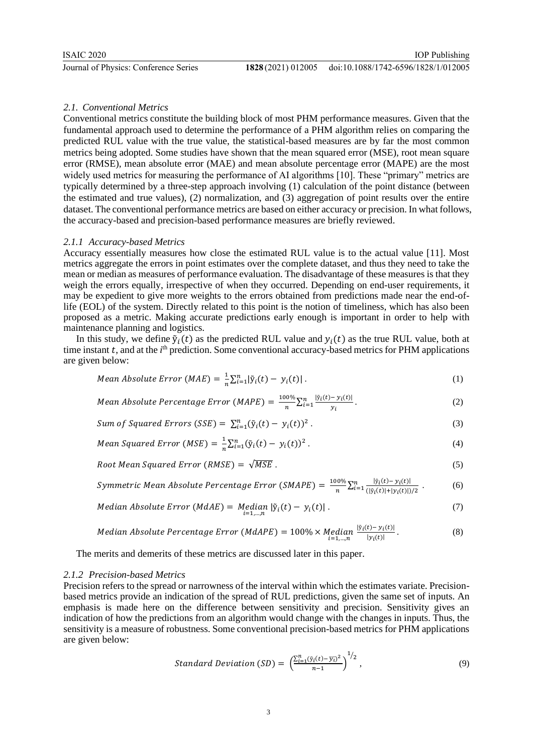### 2.1. Conventional Metrics

Conventional metrics constitute the building block of most PHM performance measures. Given that the fundamental approach used to determine the performance of a PHM algorithm relies on comparing the predicted RUL value with the true value, the statistical-based measures are by far the most common metrics being adopted. Some studies have shown that the mean squared error (MSE), root mean square error (RMSE), mean absolute error (MAE) and mean absolute percentage error (MAPE) are the most widely used metrics for measuring the performance of AI algorithms [10]. These "primary" metrics are typically determined by a three-step approach involving (1) calculation of the point distance (between the estimated and true values), (2) normalization, and (3) aggregation of point results over the entire dataset. The conventional performance metrics are based on either accuracy or precision. In what follows, the accuracy-based and precision-based performance measures are briefly reviewed.

#### 2.1.1 Accuracy-based Metrics

Accuracy essentially measures how close the estimated RUL value is to the actual value [11]. Most metrics aggregate the errors in point estimates over the complete dataset, and thus they need to take the mean or median as measures of performance evaluation. The disadvantage of these measures is that they weigh the errors equally, irrespective of when they occurred. Depending on end-user requirements, it may be expedient to give more weights to the errors obtained from predictions made near the end-of-life (EOL) of the system. Directly related to this point is the notion of timeliness, which has also been proposed as a metric. Making accurate predictions early enough is important in order to help with maintenance planning and logistics.

In this study, we define $\tilde{y}_i(t)$ as the predicted RUL value and $y_i(t)$ as the true RUL value, both at time instant $t$, and at the $i^{th}$ prediction. Some conventional accuracy-based metrics for PHM applications are given below:

$$Mean\ Absolute\ Error\ (MAE) = \frac{1}{n}\sum_{i=1}^{n}|\tilde{y}_i(t) - y_i(t)|\ . \tag{1}$$

$$Mean\ Absolute\ Percentage\ Error\ (MAPE) = \frac{100\%}{n}\sum_{i=1}^{n}\frac{|\tilde{y}_i(t) - y_i(t)|}{y_i}\ . \tag{2}$$

$$Sum\ of\ Squared\ Errors\ (SSE) = \sum_{i=1}^{n}(\tilde{y}_i(t) - y_i(t))^2\ . \tag{3}$$

$$Mean\ Squared\ Error\ (MSE) = \frac{1}{n}\sum_{i=1}^{n}(\tilde{y}_i(t) - y_i(t))^2\ . \tag{4}$$

$$Root\ Mean\ Squared\ Error\ (RMSE) = \sqrt{MSE}\ . \tag{5}$$

$$Symmetric\ Mean\ Absolute\ Percentage\ Error\ (SMAPE) = \frac{100\%}{n}\sum_{i=1}^{n}\frac{|\tilde{y}_i(t) - y_i(t)|}{(|\tilde{y}_i(t)| + |y_i(t)|)/2}\ . \tag{6}$$

$$Median\ Absolute\ Error\ (MdAE) = \underset{i=1,\dots,n}{Median}\ |\tilde{y}_i(t) - y_i(t)|\ . \tag{7}$$

$$Median\ Absolute\ Percentage\ Error\ (MdAPE) = 100\% \times \underset{i=1,\dots,n}{Median}\ \frac{|\tilde{y}_i(t) - y_i(t)|}{|y_i(t)|}\ . \tag{8}$$

The merits and demerits of these metrics are discussed later in this paper.

#### 2.1.2 Precision-based Metrics

Precision refers to the spread or narrowness of the interval within which the estimates variate. Precision-based metrics provide an indication of the spread of RUL predictions, given the same set of inputs. An emphasis is made here on the difference between sensitivity and precision. Sensitivity gives an indication of how the predictions from an algorithm would change with the changes in inputs. Thus, the sensitivity is a measure of robustness. Some conventional precision-based metrics for PHM applications are given below:

$$Standard\ Deviation\ (SD) = \left(\frac{\sum_{i=1}^{n}(\tilde{y}_i(t) - \overline{y_i})^2}{n-1}\right)^{1/2}, \tag{9}$$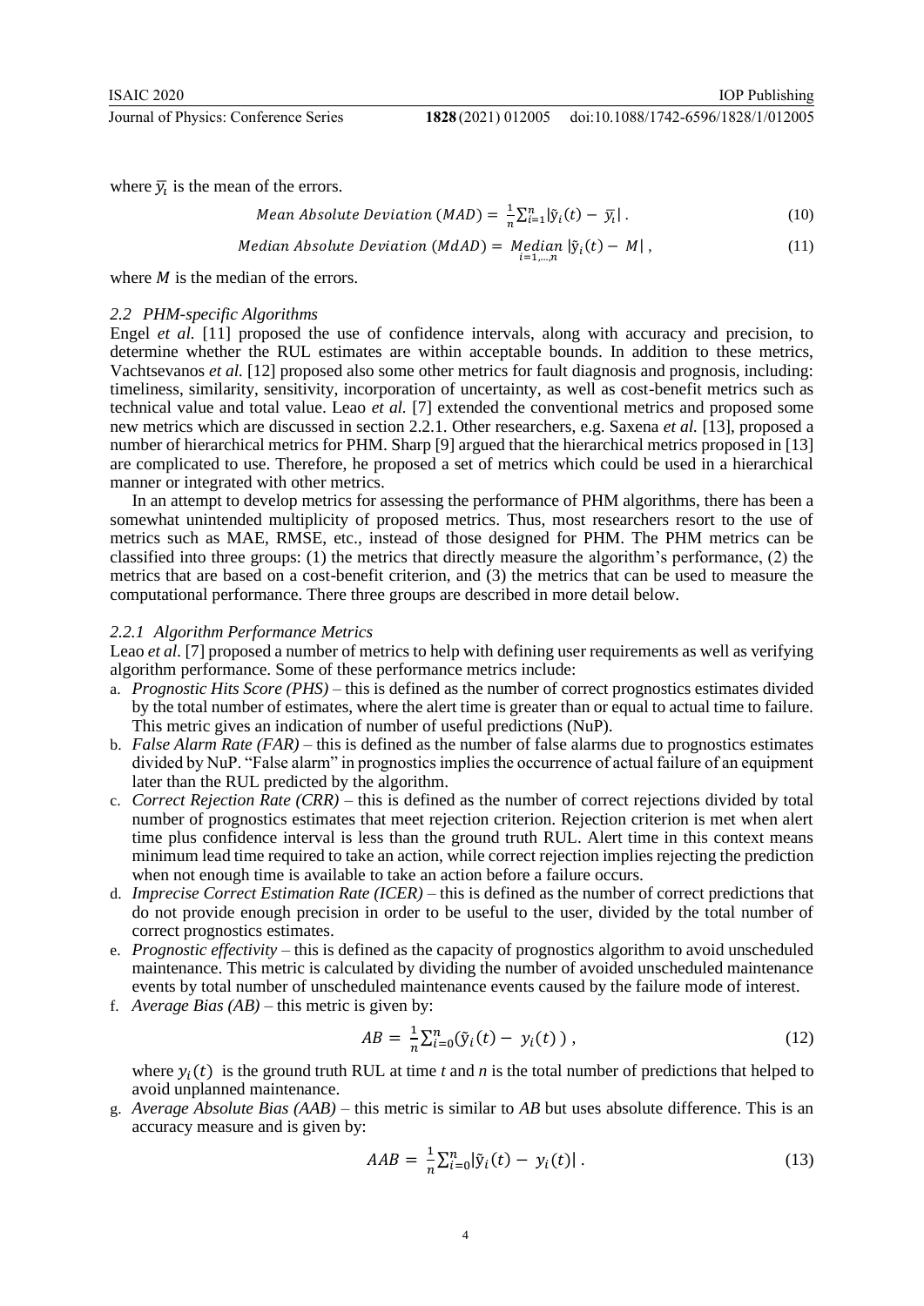where $\overline{y_i}$ is the mean of the errors.

$$Mean\ Absolute\ Deviation\ (MAD) = \frac{1}{n}\sum_{i=1}^{n}|\tilde{y}_i(t) - \overline{y_i}|\ . \tag{10}$$

$$Median\ Absolute\ Deviation\ (MdAD) = \underset{i=1,\dots,n}{Median}\ |\tilde{y}_i(t) - M|\ , \tag{11}$$

where $M$ is the median of the errors.

### *2.2 PHM-specific Algorithms*

Engel *et al.* [11] proposed the use of confidence intervals, along with accuracy and precision, to determine whether the RUL estimates are within acceptable bounds. In addition to these metrics, Vachtsevanos *et al.* [12] proposed also some other metrics for fault diagnosis and prognosis, including: timeliness, similarity, sensitivity, incorporation of uncertainty, as well as cost-benefit metrics such as technical value and total value. Leao *et al.* [7] extended the conventional metrics and proposed some new metrics which are discussed in section 2.2.1. Other researchers, e.g. Saxena *et al.* [13], proposed a number of hierarchical metrics for PHM. Sharp [9] argued that the hierarchical metrics proposed in [13] are complicated to use. Therefore, he proposed a set of metrics which could be used in a hierarchical manner or integrated with other metrics.

In an attempt to develop metrics for assessing the performance of PHM algorithms, there has been a somewhat unintended multiplicity of proposed metrics. Thus, most researchers resort to the use of metrics such as MAE, RMSE, etc., instead of those designed for PHM. The PHM metrics can be classified into three groups: (1) the metrics that directly measure the algorithm's performance, (2) the metrics that are based on a cost-benefit criterion, and (3) the metrics that can be used to measure the computational performance. There three groups are described in more detail below.

#### *2.2.1 Algorithm Performance Metrics*

Leao *et al*. [7] proposed a number of metrics to help with defining user requirements as well as verifying algorithm performance. Some of these performance metrics include:

a. *Prognostic Hits Score (PHS)* – this is defined as the number of correct prognostics estimates divided by the total number of estimates, where the alert time is greater than or equal to actual time to failure. This metric gives an indication of number of useful predictions (NuP).
b. *False Alarm Rate (FAR)* – this is defined as the number of false alarms due to prognostics estimates divided by NuP. "False alarm" in prognostics implies the occurrence of actual failure of an equipment later than the RUL predicted by the algorithm.
c. *Correct Rejection Rate (CRR)* – this is defined as the number of correct rejections divided by total number of prognostics estimates that meet rejection criterion. Rejection criterion is met when alert time plus confidence interval is less than the ground truth RUL. Alert time in this context means minimum lead time required to take an action, while correct rejection implies rejecting the prediction when not enough time is available to take an action before a failure occurs.
d. *Imprecise Correct Estimation Rate (ICER)* – this is defined as the number of correct predictions that do not provide enough precision in order to be useful to the user, divided by the total number of correct prognostics estimates.
e. *Prognostic effectivity* – this is defined as the capacity of prognostics algorithm to avoid unscheduled maintenance. This metric is calculated by dividing the number of avoided unscheduled maintenance events by total number of unscheduled maintenance events caused by the failure mode of interest.
f. *Average Bias (AB)* – this metric is given by:

$$AB = \frac{1}{n}\sum_{i=0}^{n}(\tilde{y}_i(t) - y_i(t))\ , \tag{12}$$

where $y_i(t)$ is the ground truth RUL at time *t* and *n* is the total number of predictions that helped to avoid unplanned maintenance.

g. *Average Absolute Bias (AAB)* – this metric is similar to *AB* but uses absolute difference. This is an accuracy measure and is given by:

$$AAB = \frac{1}{n}\sum_{i=0}^{n}|\tilde{y}_i(t) - y_i(t)|\ . \tag{13}$$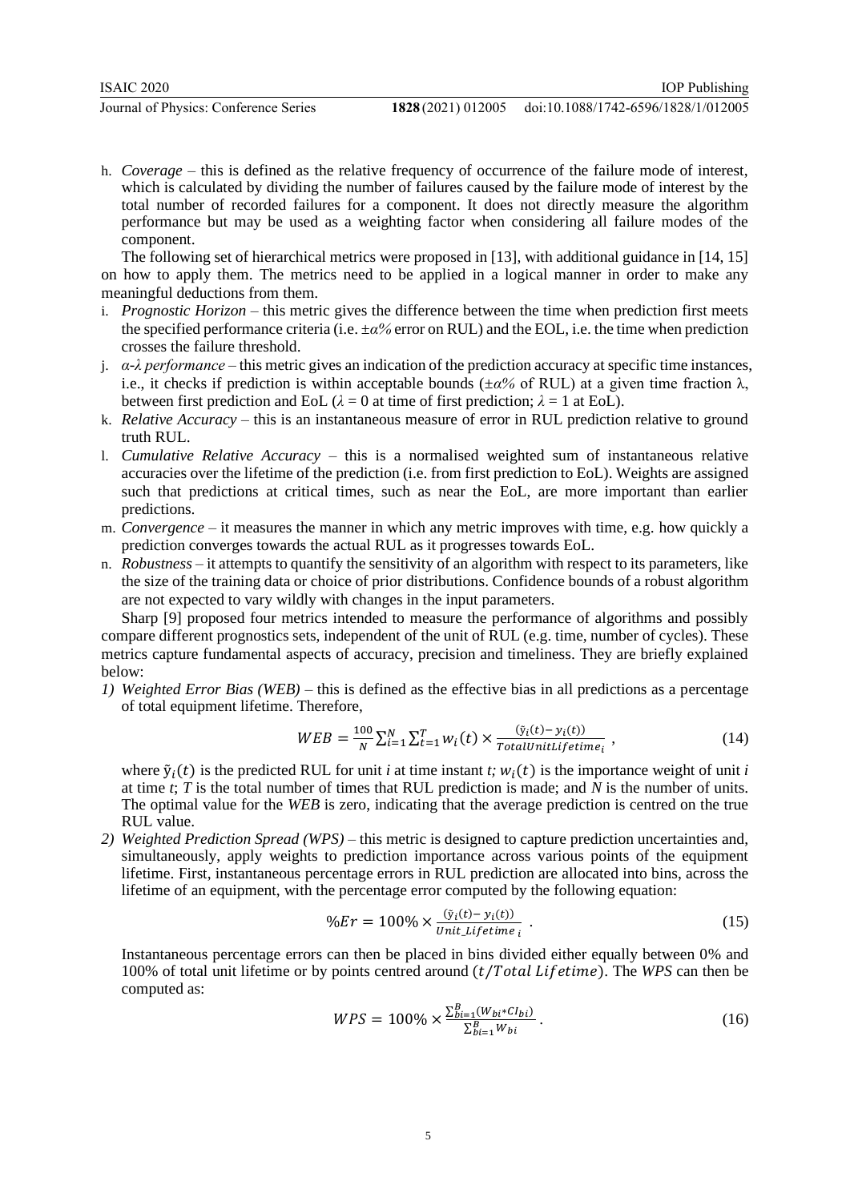h. *Coverage* – this is defined as the relative frequency of occurrence of the failure mode of interest, which is calculated by dividing the number of failures caused by the failure mode of interest by the total number of recorded failures for a component. It does not directly measure the algorithm performance but may be used as a weighting factor when considering all failure modes of the component.

The following set of hierarchical metrics were proposed in [13], with additional guidance in [14, 15] on how to apply them. The metrics need to be applied in a logical manner in order to make any meaningful deductions from them.

i. *Prognostic Horizon* – this metric gives the difference between the time when prediction first meets the specified performance criteria (i.e. $\pm\alpha\%$ error on RUL) and the EOL, i.e. the time when prediction crosses the failure threshold.

j. *α-λ performance* – this metric gives an indication of the prediction accuracy at specific time instances, i.e., it checks if prediction is within acceptable bounds ($\pm\alpha\%$ of RUL) at a given time fraction $\lambda$, between first prediction and EoL ($\lambda = 0$ at time of first prediction; $\lambda = 1$ at EoL).

k. *Relative Accuracy* – this is an instantaneous measure of error in RUL prediction relative to ground truth RUL.

l. *Cumulative Relative Accuracy* – this is a normalised weighted sum of instantaneous relative accuracies over the lifetime of the prediction (i.e. from first prediction to EoL). Weights are assigned such that predictions at critical times, such as near the EoL, are more important than earlier predictions.

m. *Convergence* – it measures the manner in which any metric improves with time, e.g. how quickly a prediction converges towards the actual RUL as it progresses towards EoL.

n. *Robustness* – it attempts to quantify the sensitivity of an algorithm with respect to its parameters, like the size of the training data or choice of prior distributions. Confidence bounds of a robust algorithm are not expected to vary wildly with changes in the input parameters.

Sharp [9] proposed four metrics intended to measure the performance of algorithms and possibly compare different prognostics sets, independent of the unit of RUL (e.g. time, number of cycles). These metrics capture fundamental aspects of accuracy, precision and timeliness. They are briefly explained below:

1) *Weighted Error Bias (WEB)* – this is defined as the effective bias in all predictions as a percentage of total equipment lifetime. Therefore,

$$WEB = \frac{100}{N}\sum_{i=1}^{N}\sum_{t=1}^{T} w_i(t) \times \frac{(\tilde{y}_i(t) - y_i(t))}{TotalUnitLifetime_i}\,, \tag{14}$$

where $\tilde{y}_i(t)$ is the predicted RUL for unit $i$ at time instant $t$; $w_i(t)$ is the importance weight of unit $i$ at time $t$; $T$ is the total number of times that RUL prediction is made; and $N$ is the number of units. The optimal value for the *WEB* is zero, indicating that the average prediction is centred on the true RUL value.

2) *Weighted Prediction Spread (WPS)* – this metric is designed to capture prediction uncertainties and, simultaneously, apply weights to prediction importance across various points of the equipment lifetime. First, instantaneous percentage errors in RUL prediction are allocated into bins, across the lifetime of an equipment, with the percentage error computed by the following equation:

$$\%Er = 100\% \times \frac{(\tilde{y}_i(t) - y_i(t))}{Unit\_Lifetime_i}\,. \tag{15}$$

Instantaneous percentage errors can then be placed in bins divided either equally between 0% and 100% of total unit lifetime or by points centred around $(t/Total\ Lifetime)$. The *WPS* can then be computed as:

$$WPS = 100\% \times \frac{\sum_{bi=1}^{B}(W_{bi} * CI_{bi})}{\sum_{bi=1}^{B} W_{bi}}\,. \tag{16}$$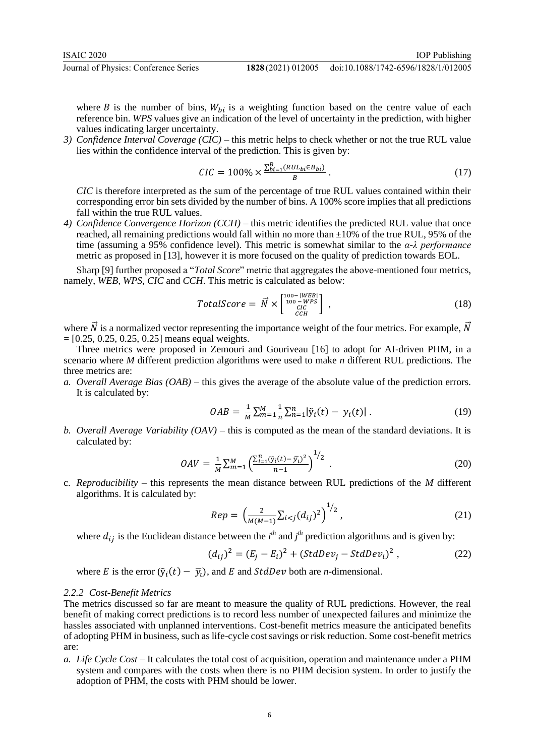where $B$ is the number of bins, $W_{bi}$ is a weighting function based on the centre value of each reference bin. *WPS* values give an indication of the level of uncertainty in the prediction, with higher values indicating larger uncertainty.

3) *Confidence Interval Coverage (CIC)* – this metric helps to check whether or not the true RUL value lies within the confidence interval of the prediction. This is given by:

$$CIC = 100\% \times \frac{\sum_{bi=1}^{B}(RUL_{bi} \in B_{bi})}{B} . \tag{17}$$

*CIC* is therefore interpreted as the sum of the percentage of true RUL values contained within their corresponding error bin sets divided by the number of bins. A 100% score implies that all predictions fall within the true RUL values.

4) *Confidence Convergence Horizon (CCH)* – this metric identifies the predicted RUL value that once reached, all remaining predictions would fall within no more than ±10% of the true RUL, 95% of the time (assuming a 95% confidence level). This metric is somewhat similar to the *α-λ performance* metric as proposed in [13], however it is more focused on the quality of prediction towards EOL.

Sharp [9] further proposed a "*Total Score*" metric that aggregates the above-mentioned four metrics, namely, *WEB*, *WPS*, *CIC* and *CCH*. This metric is calculated as below:

$$TotalScore = \vec{N} \times \begin{bmatrix} 100 - |WEB| \\ 100 - WPS \\ CIC \\ CCH \end{bmatrix} , \tag{18}$$

where $\vec{N}$ is a normalized vector representing the importance weight of the four metrics. For example, $\vec{N}$ = [0.25, 0.25, 0.25, 0.25] means equal weights.

Three metrics were proposed in Zemouri and Gouriveau [16] to adopt for AI-driven PHM, in a scenario where *M* different prediction algorithms were used to make *n* different RUL predictions. The three metrics are:

a. *Overall Average Bias (OAB)* – this gives the average of the absolute value of the prediction errors. It is calculated by:

$$OAB = \frac{1}{M}\sum_{m=1}^{M}\frac{1}{n}\sum_{n=1}^{n}|\tilde{y}_i(t) - y_i(t)| . \tag{19}$$

b. *Overall Average Variability (OAV)* – this is computed as the mean of the standard deviations. It is calculated by:

$$OAV = \frac{1}{M}\sum_{m=1}^{M}\left(\frac{\sum_{i=1}^{n}(\tilde{y}_i(t) - \bar{y}_i)^2}{n-1}\right)^{1/2} . \tag{20}$$

c. *Reproducibility* – this represents the mean distance between RUL predictions of the *M* different algorithms. It is calculated by:

$$Rep = \left(\frac{2}{M(M-1)}\sum_{i<j}(d_{ij})^2\right)^{1/2} , \tag{21}$$

where $d_{ij}$ is the Euclidean distance between the $i^{th}$ and $j^{th}$ prediction algorithms and is given by:

$$(d_{ij})^2 = (E_j - E_i)^2 + (StdDev_j - StdDev_i)^2 , \tag{22}$$

where $E$ is the error $(\tilde{y}_i(t) - \bar{y}_i)$, and $E$ and $StdDev$ both are *n*-dimensional.

### 2.2.2 Cost-Benefit Metrics

The metrics discussed so far are meant to measure the quality of RUL predictions. However, the real benefit of making correct predictions is to record less number of unexpected failures and minimize the hassles associated with unplanned interventions. Cost-benefit metrics measure the anticipated benefits of adopting PHM in business, such as life-cycle cost savings or risk reduction. Some cost-benefit metrics are:

a. *Life Cycle Cost* – It calculates the total cost of acquisition, operation and maintenance under a PHM system and compares with the costs when there is no PHM decision system. In order to justify the adoption of PHM, the costs with PHM should be lower.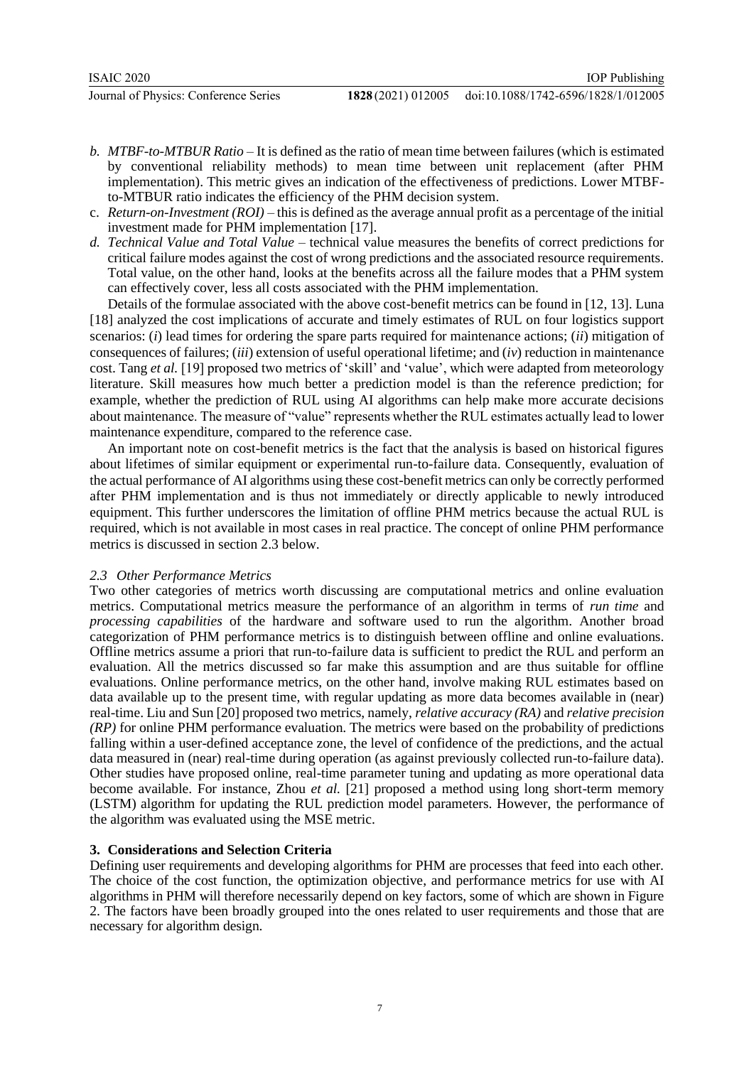*b. MTBF-to-MTBUR Ratio* – It is defined as the ratio of mean time between failures (which is estimated by conventional reliability methods) to mean time between unit replacement (after PHM implementation). This metric gives an indication of the effectiveness of predictions. Lower MTBF-to-MTBUR ratio indicates the efficiency of the PHM decision system.

c. *Return-on-Investment (ROI)* – this is defined as the average annual profit as a percentage of the initial investment made for PHM implementation [17].

*d. Technical Value and Total Value* – technical value measures the benefits of correct predictions for critical failure modes against the cost of wrong predictions and the associated resource requirements. Total value, on the other hand, looks at the benefits across all the failure modes that a PHM system can effectively cover, less all costs associated with the PHM implementation.

Details of the formulae associated with the above cost-benefit metrics can be found in [12, 13]. Luna [18] analyzed the cost implications of accurate and timely estimates of RUL on four logistics support scenarios: (*i*) lead times for ordering the spare parts required for maintenance actions; (*ii*) mitigation of consequences of failures; (*iii*) extension of useful operational lifetime; and (*iv*) reduction in maintenance cost. Tang *et al.* [19] proposed two metrics of 'skill' and 'value', which were adapted from meteorology literature. Skill measures how much better a prediction model is than the reference prediction; for example, whether the prediction of RUL using AI algorithms can help make more accurate decisions about maintenance. The measure of "value" represents whether the RUL estimates actually lead to lower maintenance expenditure, compared to the reference case.

An important note on cost-benefit metrics is the fact that the analysis is based on historical figures about lifetimes of similar equipment or experimental run-to-failure data. Consequently, evaluation of the actual performance of AI algorithms using these cost-benefit metrics can only be correctly performed after PHM implementation and is thus not immediately or directly applicable to newly introduced equipment. This further underscores the limitation of offline PHM metrics because the actual RUL is required, which is not available in most cases in real practice. The concept of online PHM performance metrics is discussed in section 2.3 below.

### *2.3 Other Performance Metrics*

Two other categories of metrics worth discussing are computational metrics and online evaluation metrics. Computational metrics measure the performance of an algorithm in terms of *run time* and *processing capabilities* of the hardware and software used to run the algorithm. Another broad categorization of PHM performance metrics is to distinguish between offline and online evaluations. Offline metrics assume a priori that run-to-failure data is sufficient to predict the RUL and perform an evaluation. All the metrics discussed so far make this assumption and are thus suitable for offline evaluations. Online performance metrics, on the other hand, involve making RUL estimates based on data available up to the present time, with regular updating as more data becomes available in (near) real-time. Liu and Sun [20] proposed two metrics, namely, *relative accuracy (RA)* and *relative precision (RP)* for online PHM performance evaluation. The metrics were based on the probability of predictions falling within a user-defined acceptance zone, the level of confidence of the predictions, and the actual data measured in (near) real-time during operation (as against previously collected run-to-failure data). Other studies have proposed online, real-time parameter tuning and updating as more operational data become available. For instance, Zhou *et al.* [21] proposed a method using long short-term memory (LSTM) algorithm for updating the RUL prediction model parameters. However, the performance of the algorithm was evaluated using the MSE metric.

## **3. Considerations and Selection Criteria**

Defining user requirements and developing algorithms for PHM are processes that feed into each other. The choice of the cost function, the optimization objective, and performance metrics for use with AI algorithms in PHM will therefore necessarily depend on key factors, some of which are shown in Figure 2. The factors have been broadly grouped into the ones related to user requirements and those that are necessary for algorithm design.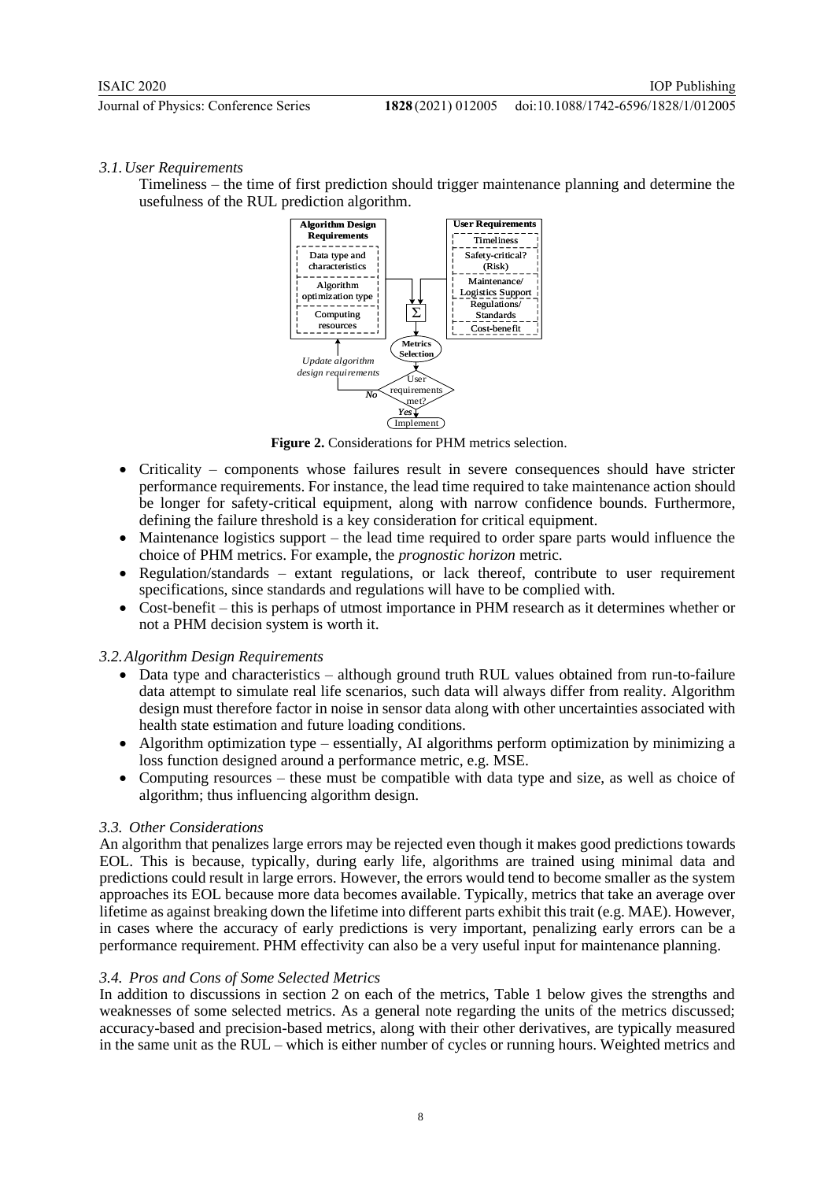### 3.1. User Requirements

Timeliness – the time of first prediction should trigger maintenance planning and determine the usefulness of the RUL prediction algorithm.

Algorithm Design Requirements
Data type and characteristics
Algorithm optimization type
Computing resources
User Requirements
Timeliness
Safety-critical? (Risk)
Maintenance/ Logistics Support
Regulations/ Standards
Cost-benefit
Σ
Metrics Selection
Update algorithm design requirements
User requirements met?
No
Yes
Implement

**Figure 2.** Considerations for PHM metrics selection.

- Criticality – components whose failures result in severe consequences should have stricter performance requirements. For instance, the lead time required to take maintenance action should be longer for safety-critical equipment, along with narrow confidence bounds. Furthermore, defining the failure threshold is a key consideration for critical equipment.
- Maintenance logistics support – the lead time required to order spare parts would influence the choice of PHM metrics. For example, the *prognostic horizon* metric.
- Regulation/standards – extant regulations, or lack thereof, contribute to user requirement specifications, since standards and regulations will have to be complied with.
- Cost-benefit – this is perhaps of utmost importance in PHM research as it determines whether or not a PHM decision system is worth it.

### 3.2. Algorithm Design Requirements

- Data type and characteristics – although ground truth RUL values obtained from run-to-failure data attempt to simulate real life scenarios, such data will always differ from reality. Algorithm design must therefore factor in noise in sensor data along with other uncertainties associated with health state estimation and future loading conditions.
- Algorithm optimization type – essentially, AI algorithms perform optimization by minimizing a loss function designed around a performance metric, e.g. MSE.
- Computing resources – these must be compatible with data type and size, as well as choice of algorithm; thus influencing algorithm design.

### 3.3. Other Considerations

An algorithm that penalizes large errors may be rejected even though it makes good predictions towards EOL. This is because, typically, during early life, algorithms are trained using minimal data and predictions could result in large errors. However, the errors would tend to become smaller as the system approaches its EOL because more data becomes available. Typically, metrics that take an average over lifetime as against breaking down the lifetime into different parts exhibit this trait (e.g. MAE). However, in cases where the accuracy of early predictions is very important, penalizing early errors can be a performance requirement. PHM effectivity can also be a very useful input for maintenance planning.

### 3.4. Pros and Cons of Some Selected Metrics

In addition to discussions in section 2 on each of the metrics, Table 1 below gives the strengths and weaknesses of some selected metrics. As a general note regarding the units of the metrics discussed; accuracy-based and precision-based metrics, along with their other derivatives, are typically measured in the same unit as the RUL – which is either number of cycles or running hours. Weighted metrics and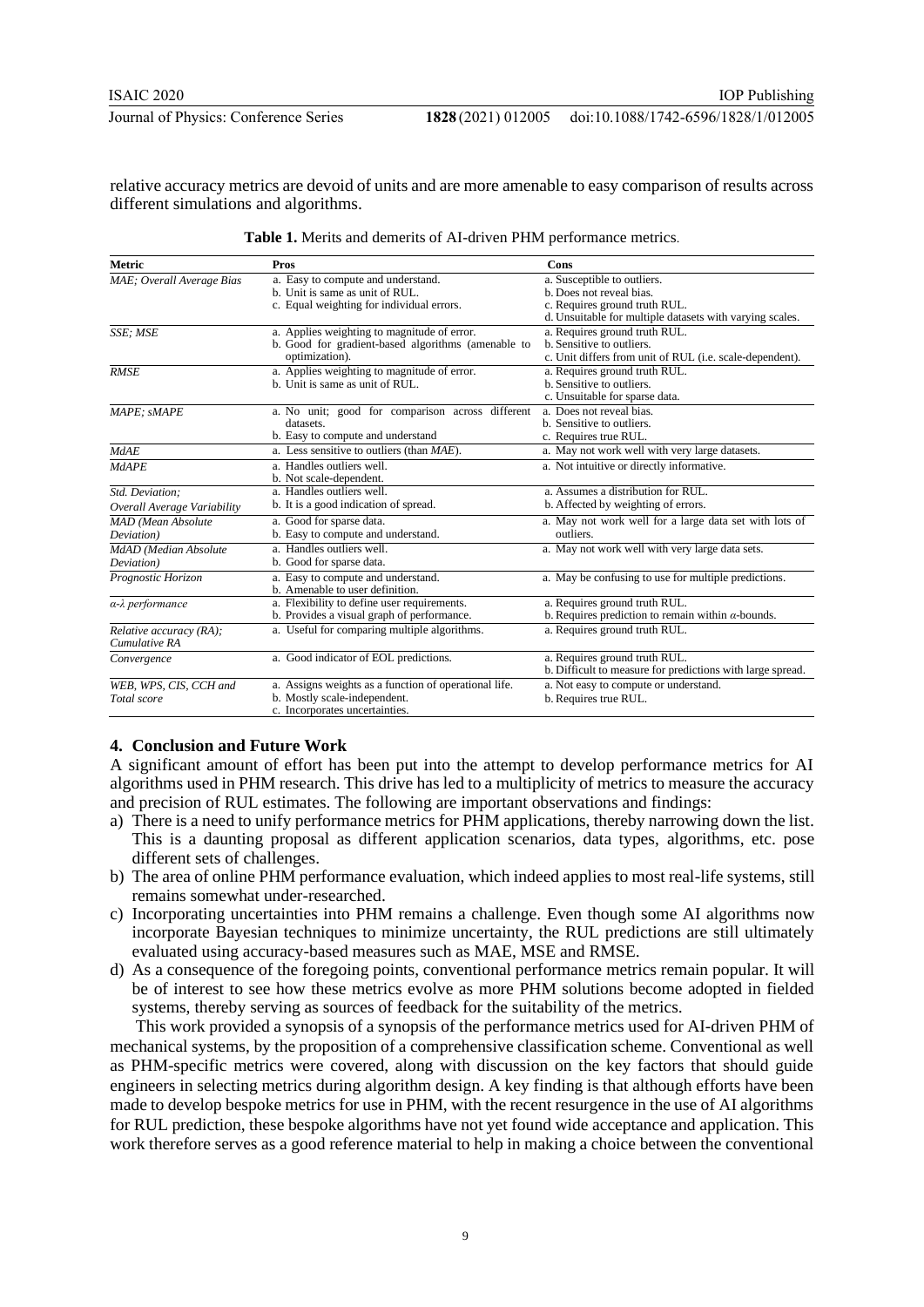relative accuracy metrics are devoid of units and are more amenable to easy comparison of results across different simulations and algorithms.

**Table 1.** Merits and demerits of AI-driven PHM performance metrics.

| Metric | Pros | Cons |
|---|---|---|
| *MAE; Overall Average Bias* | a. Easy to compute and understand.<br>b. Unit is same as unit of RUL.<br>c. Equal weighting for individual errors. | a. Susceptible to outliers.<br>b. Does not reveal bias.<br>c. Requires ground truth RUL.<br>d. Unsuitable for multiple datasets with varying scales. |
| *SSE; MSE* | a. Applies weighting to magnitude of error.<br>b. Good for gradient-based algorithms (amenable to optimization). | a. Requires ground truth RUL.<br>b. Sensitive to outliers.<br>c. Unit differs from unit of RUL (i.e. scale-dependent). |
| *RMSE* | a. Applies weighting to magnitude of error.<br>b. Unit is same as unit of RUL. | a. Requires ground truth RUL.<br>b. Sensitive to outliers.<br>c. Unsuitable for sparse data. |
| *MAPE; sMAPE* | a. No unit; good for comparison across different datasets.<br>b. Easy to compute and understand | a. Does not reveal bias.<br>b. Sensitive to outliers.<br>c. Requires true RUL. |
| *MdAE* | a. Less sensitive to outliers (than *MAE*). | a. May not work well with very large datasets. |
| *MdAPE* | a. Handles outliers well.<br>b. Not scale-dependent. | a. Not intuitive or directly informative. |
| *Std. Deviation; Overall Average Variability* | a. Handles outliers well.<br>b. It is a good indication of spread. | a. Assumes a distribution for RUL.<br>b. Affected by weighting of errors. |
| *MAD (Mean Absolute Deviation)* | a. Good for sparse data.<br>b. Easy to compute and understand. | a. May not work well for a large data set with lots of outliers. |
| *MdAD (Median Absolute Deviation)* | a. Handles outliers well.<br>b. Good for sparse data. | a. May not work well with very large data sets. |
| *Prognostic Horizon* | a. Easy to compute and understand.<br>b. Amenable to user definition. | a. May be confusing to use for multiple predictions. |
| *$\alpha$-$\lambda$ performance* | a. Flexibility to define user requirements.<br>b. Provides a visual graph of performance. | a. Requires ground truth RUL.<br>b. Requires prediction to remain within $\alpha$-bounds. |
| *Relative accuracy (RA); Cumulative RA* | a. Useful for comparing multiple algorithms. | a. Requires ground truth RUL. |
| *Convergence* | a. Good indicator of EOL predictions. | a. Requires ground truth RUL.<br>b. Difficult to measure for predictions with large spread. |
| *WEB, WPS, CIS, CCH and Total score* | a. Assigns weights as a function of operational life.<br>b. Mostly scale-independent.<br>c. Incorporates uncertainties. | a. Not easy to compute or understand.<br>b. Requires true RUL. |

## 4. Conclusion and Future Work

A significant amount of effort has been put into the attempt to develop performance metrics for AI algorithms used in PHM research. This drive has led to a multiplicity of metrics to measure the accuracy and precision of RUL estimates. The following are important observations and findings:

a) There is a need to unify performance metrics for PHM applications, thereby narrowing down the list. This is a daunting proposal as different application scenarios, data types, algorithms, etc. pose different sets of challenges.

b) The area of online PHM performance evaluation, which indeed applies to most real-life systems, still remains somewhat under-researched.

c) Incorporating uncertainties into PHM remains a challenge. Even though some AI algorithms now incorporate Bayesian techniques to minimize uncertainty, the RUL predictions are still ultimately evaluated using accuracy-based measures such as MAE, MSE and RMSE.

d) As a consequence of the foregoing points, conventional performance metrics remain popular. It will be of interest to see how these metrics evolve as more PHM solutions become adopted in fielded systems, thereby serving as sources of feedback for the suitability of the metrics.

This work provided a synopsis of a synopsis of the performance metrics used for AI-driven PHM of mechanical systems, by the proposition of a comprehensive classification scheme. Conventional as well as PHM-specific metrics were covered, along with discussion on the key factors that should guide engineers in selecting metrics during algorithm design. A key finding is that although efforts have been made to develop bespoke metrics for use in PHM, with the recent resurgence in the use of AI algorithms for RUL prediction, these bespoke algorithms have not yet found wide acceptance and application. This work therefore serves as a good reference material to help in making a choice between the conventional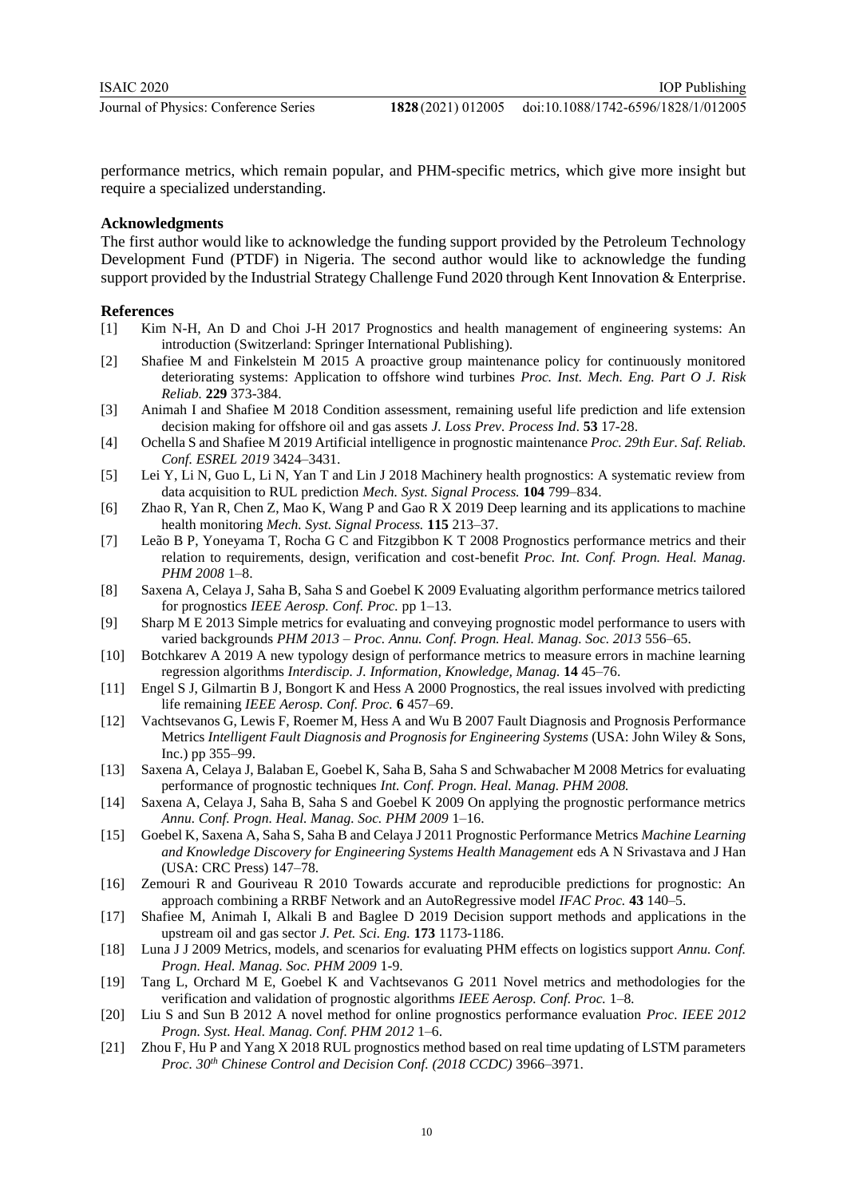performance metrics, which remain popular, and PHM-specific metrics, which give more insight but require a specialized understanding.

## Acknowledgments

The first author would like to acknowledge the funding support provided by the Petroleum Technology Development Fund (PTDF) in Nigeria. The second author would like to acknowledge the funding support provided by the Industrial Strategy Challenge Fund 2020 through Kent Innovation & Enterprise.

## References

[1] Kim N-H, An D and Choi J-H 2017 Prognostics and health management of engineering systems: An introduction (Switzerland: Springer International Publishing).

[2] Shafiee M and Finkelstein M 2015 A proactive group maintenance policy for continuously monitored deteriorating systems: Application to offshore wind turbines *Proc. Inst. Mech. Eng. Part O J. Risk Reliab.* **229** 373-384.

[3] Animah I and Shafiee M 2018 Condition assessment, remaining useful life prediction and life extension decision making for offshore oil and gas assets *J. Loss Prev. Process Ind.* **53** 17-28.

[4] Ochella S and Shafiee M 2019 Artificial intelligence in prognostic maintenance *Proc. 29th Eur. Saf. Reliab. Conf. ESREL 2019* 3424–3431.

[5] Lei Y, Li N, Guo L, Li N, Yan T and Lin J 2018 Machinery health prognostics: A systematic review from data acquisition to RUL prediction *Mech. Syst. Signal Process.* **104** 799–834.

[6] Zhao R, Yan R, Chen Z, Mao K, Wang P and Gao R X 2019 Deep learning and its applications to machine health monitoring *Mech. Syst. Signal Process.* **115** 213–37.

[7] Leão B P, Yoneyama T, Rocha G C and Fitzgibbon K T 2008 Prognostics performance metrics and their relation to requirements, design, verification and cost-benefit *Proc. Int. Conf. Progn. Heal. Manag. PHM 2008* 1–8.

[8] Saxena A, Celaya J, Saha B, Saha S and Goebel K 2009 Evaluating algorithm performance metrics tailored for prognostics *IEEE Aerosp. Conf. Proc.* pp 1–13.

[9] Sharp M E 2013 Simple metrics for evaluating and conveying prognostic model performance to users with varied backgrounds *PHM 2013 – Proc. Annu. Conf. Progn. Heal. Manag. Soc. 2013* 556–65.

[10] Botchkarev A 2019 A new typology design of performance metrics to measure errors in machine learning regression algorithms *Interdiscip. J. Information, Knowledge, Manag.* **14** 45–76.

[11] Engel S J, Gilmartin B J, Bongort K and Hess A 2000 Prognostics, the real issues involved with predicting life remaining *IEEE Aerosp. Conf. Proc.* **6** 457–69.

[12] Vachtsevanos G, Lewis F, Roemer M, Hess A and Wu B 2007 Fault Diagnosis and Prognosis Performance Metrics *Intelligent Fault Diagnosis and Prognosis for Engineering Systems* (USA: John Wiley & Sons, Inc.) pp 355–99.

[13] Saxena A, Celaya J, Balaban E, Goebel K, Saha B, Saha S and Schwabacher M 2008 Metrics for evaluating performance of prognostic techniques *Int. Conf. Progn. Heal. Manag. PHM 2008.*

[14] Saxena A, Celaya J, Saha B, Saha S and Goebel K 2009 On applying the prognostic performance metrics *Annu. Conf. Progn. Heal. Manag. Soc. PHM 2009* 1–16.

[15] Goebel K, Saxena A, Saha S, Saha B and Celaya J 2011 Prognostic Performance Metrics *Machine Learning and Knowledge Discovery for Engineering Systems Health Management* eds A N Srivastava and J Han (USA: CRC Press) 147–78.

[16] Zemouri R and Gouriveau R 2010 Towards accurate and reproducible predictions for prognostic: An approach combining a RRBF Network and an AutoRegressive model *IFAC Proc.* **43** 140–5.

[17] Shafiee M, Animah I, Alkali B and Baglee D 2019 Decision support methods and applications in the upstream oil and gas sector *J. Pet. Sci. Eng.* **173** 1173-1186.

[18] Luna J J 2009 Metrics, models, and scenarios for evaluating PHM effects on logistics support *Annu. Conf. Progn. Heal. Manag. Soc. PHM 2009* 1-9.

[19] Tang L, Orchard M E, Goebel K and Vachtsevanos G 2011 Novel metrics and methodologies for the verification and validation of prognostic algorithms *IEEE Aerosp. Conf. Proc.* 1–8.

[20] Liu S and Sun B 2012 A novel method for online prognostics performance evaluation *Proc. IEEE 2012 Progn. Syst. Heal. Manag. Conf. PHM 2012* 1–6.

[21] Zhou F, Hu P and Yang X 2018 RUL prognostics method based on real time updating of LSTM parameters *Proc. 30th Chinese Control and Decision Conf. (2018 CCDC)* 3966–3971.